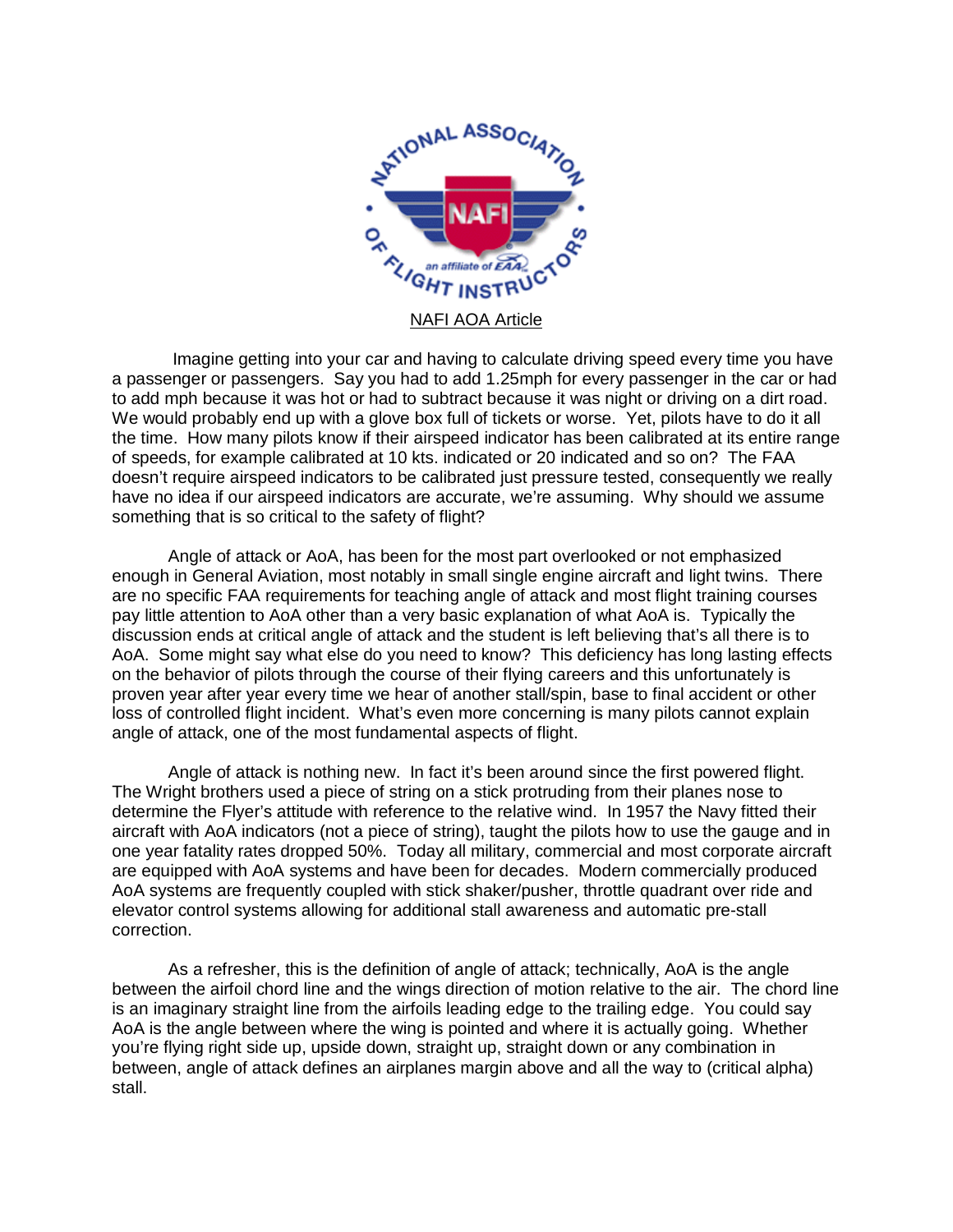# NAFI AOA Article

Imagine getting into your car and having to calculate driving speed every time you have a passenger or passengers. Say you had to add 1.25mph for every passenger in the car or had to add mph because it was hot or had to subtract because it was night or driving on a dirt road. We would probably end up with a glove box full of tickets or worse. Yet, pilots have to do it all the time. How many pilots know if their airspeed indicator has been calibrated at its entire range of speeds, for example calibrated at 10 kts. indicated or 20 indicated and so on? The FAA doesn't require airspeed indicators to be calibrated just pressure tested, consequently we really have no idea if our airspeed indicators are accurate, we're assuming. Why should we assume something that is so critical to the safety of flight?

Angle of attack or AoA, has been for the most part overlooked or not emphasized enough in General Aviation, most notably in small single engine aircraft and light twins. There are no specific FAA requirements for teaching angle of attack and most flight training courses pay little attention to AoA other than a very basic explanation of what AoA is. Typically the discussion ends at critical angle of attack and the student is left believing that's all there is to AoA. Some might say what else do you need to know? This deficiency has long lasting effects on the behavior of pilots through the course of their flying careers and this unfortunately is proven year after year every time we hear of another stall/spin, base to final accident or other loss of controlled flight incident. What's even more concerning is many pilots cannot explain angle of attack, one of the most fundamental aspects of flight.

Angle of attack is nothing new. In fact it's been around since the first powered flight. The Wright brothers used a piece of string on a stick protruding from their planes nose to determine the Flyer's attitude with reference to the relative wind. In 1957 the Navy fitted their aircraft with AoA indicators (not a piece of string), taught the pilots how to use the gauge and in one year fatality rates dropped 50%. Today all military, commercial and most corporate aircraft are equipped with AoA systems and have been for decades. Modern commercially produced AoA systems are frequently coupled with stick shaker/pusher, throttle quadrant over ride and elevator control systems allowing for additional stall awareness and automatic pre-stall correction.

As a refresher, this is the definition of angle of attack; technically, AoA is the angle between the airfoil chord line and the wings direction of motion relative to the air. The chord line is an imaginary straight line from the airfoils leading edge to the trailing edge. You could say AoA is the angle between where the wing is pointed and where it is actually going. Whether you're flying right side up, upside down, straight up, straight down or any combination in between, angle of attack defines an airplanes margin above and all the way to (critical alpha) stall.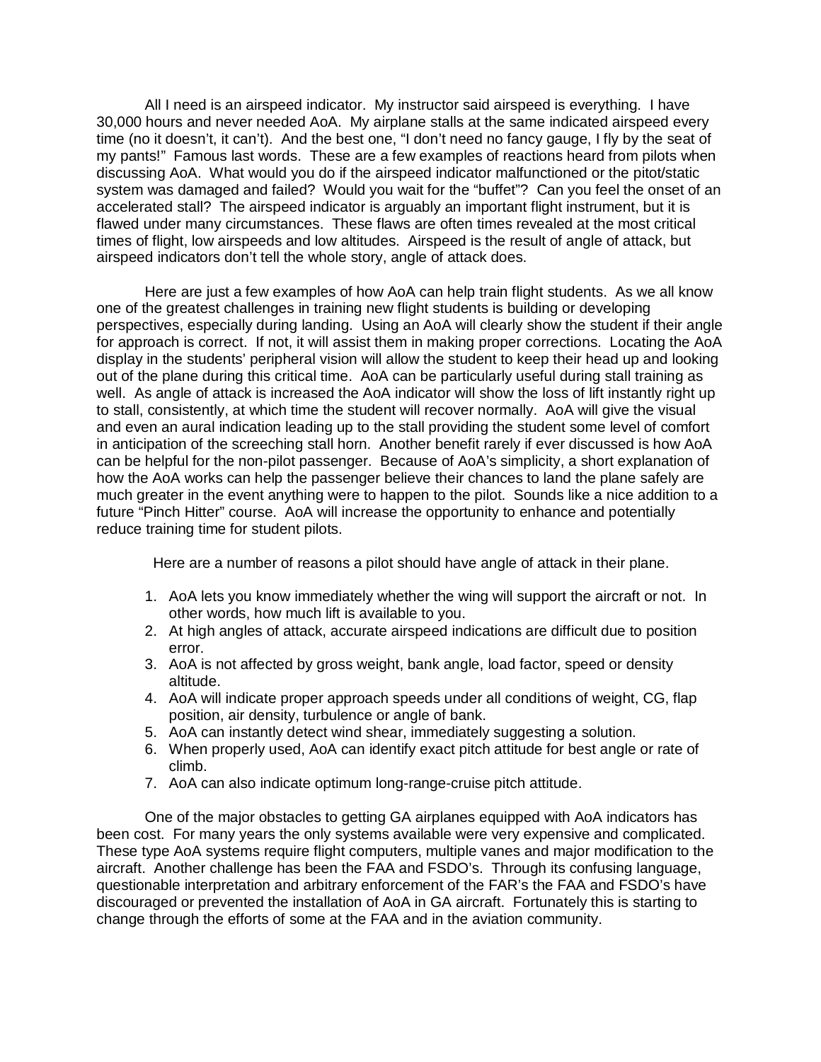All I need is an airspeed indicator. My instructor said airspeed is everything. I have 30,000 hours and never needed AoA. My airplane stalls at the same indicated airspeed every time (no it doesn't, it can't). And the best one, "I don't need no fancy gauge, I fly by the seat of my pants!" Famous last words. These are a few examples of reactions heard from pilots when discussing AoA. What would you do if the airspeed indicator malfunctioned or the pitot/static system was damaged and failed? Would you wait for the "buffet"? Can you feel the onset of an accelerated stall? The airspeed indicator is arguably an important flight instrument, but it is flawed under many circumstances. These flaws are often times revealed at the most critical times of flight, low airspeeds and low altitudes. Airspeed is the result of angle of attack, but airspeed indicators don't tell the whole story, angle of attack does.

Here are just a few examples of how AoA can help train flight students. As we all know one of the greatest challenges in training new flight students is building or developing perspectives, especially during landing. Using an AoA will clearly show the student if their angle for approach is correct. If not, it will assist them in making proper corrections. Locating the AoA display in the students' peripheral vision will allow the student to keep their head up and looking out of the plane during this critical time. AoA can be particularly useful during stall training as well. As angle of attack is increased the AoA indicator will show the loss of lift instantly right up to stall, consistently, at which time the student will recover normally. AoA will give the visual and even an aural indication leading up to the stall providing the student some level of comfort in anticipation of the screeching stall horn. Another benefit rarely if ever discussed is how AoA can be helpful for the non-pilot passenger. Because of AoA's simplicity, a short explanation of how the AoA works can help the passenger believe their chances to land the plane safely are much greater in the event anything were to happen to the pilot. Sounds like a nice addition to a future "Pinch Hitter" course. AoA will increase the opportunity to enhance and potentially reduce training time for student pilots.

Here are a number of reasons a pilot should have angle of attack in their plane.

1. AoA lets you know immediately whether the wing will support the aircraft or not. In other words, how much lift is available to you.
2. At high angles of attack, accurate airspeed indications are difficult due to position error.
3. AoA is not affected by gross weight, bank angle, load factor, speed or density altitude.
4. AoA will indicate proper approach speeds under all conditions of weight, CG, flap position, air density, turbulence or angle of bank.
5. AoA can instantly detect wind shear, immediately suggesting a solution.
6. When properly used, AoA can identify exact pitch attitude for best angle or rate of climb.
7. AoA can also indicate optimum long-range-cruise pitch attitude.

One of the major obstacles to getting GA airplanes equipped with AoA indicators has been cost. For many years the only systems available were very expensive and complicated. These type AoA systems require flight computers, multiple vanes and major modification to the aircraft. Another challenge has been the FAA and FSDO's. Through its confusing language, questionable interpretation and arbitrary enforcement of the FAR's the FAA and FSDO's have discouraged or prevented the installation of AoA in GA aircraft. Fortunately this is starting to change through the efforts of some at the FAA and in the aviation community.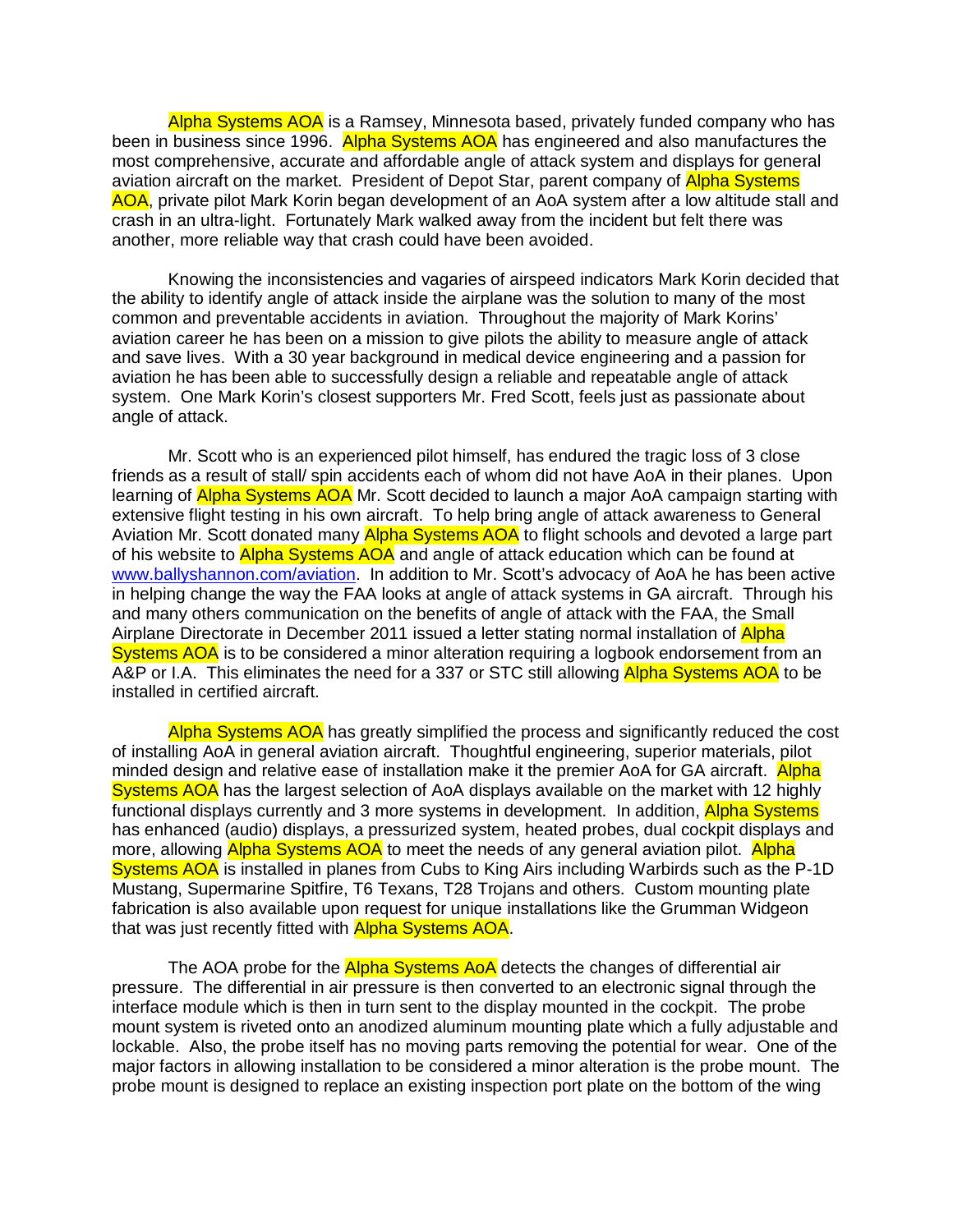Alpha Systems AOA is a Ramsey, Minnesota based, privately funded company who has been in business since 1996. Alpha Systems AOA has engineered and also manufactures the most comprehensive, accurate and affordable angle of attack system and displays for general aviation aircraft on the market. President of Depot Star, parent company of Alpha Systems AOA, private pilot Mark Korin began development of an AoA system after a low altitude stall and crash in an ultra-light. Fortunately Mark walked away from the incident but felt there was another, more reliable way that crash could have been avoided.

Knowing the inconsistencies and vagaries of airspeed indicators Mark Korin decided that the ability to identify angle of attack inside the airplane was the solution to many of the most common and preventable accidents in aviation. Throughout the majority of Mark Korins' aviation career he has been on a mission to give pilots the ability to measure angle of attack and save lives. With a 30 year background in medical device engineering and a passion for aviation he has been able to successfully design a reliable and repeatable angle of attack system. One Mark Korin's closest supporters Mr. Fred Scott, feels just as passionate about angle of attack.

Mr. Scott who is an experienced pilot himself, has endured the tragic loss of 3 close friends as a result of stall/ spin accidents each of whom did not have AoA in their planes. Upon learning of Alpha Systems AOA Mr. Scott decided to launch a major AoA campaign starting with extensive flight testing in his own aircraft. To help bring angle of attack awareness to General Aviation Mr. Scott donated many Alpha Systems AOA to flight schools and devoted a large part of his website to Alpha Systems AOA and angle of attack education which can be found at www.ballyshannon.com/aviation. In addition to Mr. Scott's advocacy of AoA he has been active in helping change the way the FAA looks at angle of attack systems in GA aircraft. Through his and many others communication on the benefits of angle of attack with the FAA, the Small Airplane Directorate in December 2011 issued a letter stating normal installation of Alpha Systems AOA is to be considered a minor alteration requiring a logbook endorsement from an A&P or I.A. This eliminates the need for a 337 or STC still allowing Alpha Systems AOA to be installed in certified aircraft.

Alpha Systems AOA has greatly simplified the process and significantly reduced the cost of installing AoA in general aviation aircraft. Thoughtful engineering, superior materials, pilot minded design and relative ease of installation make it the premier AoA for GA aircraft. Alpha Systems AOA has the largest selection of AoA displays available on the market with 12 highly functional displays currently and 3 more systems in development. In addition, Alpha Systems has enhanced (audio) displays, a pressurized system, heated probes, dual cockpit displays and more, allowing Alpha Systems AOA to meet the needs of any general aviation pilot. Alpha Systems AOA is installed in planes from Cubs to King Airs including Warbirds such as the P-1D Mustang, Supermarine Spitfire, T6 Texans, T28 Trojans and others. Custom mounting plate fabrication is also available upon request for unique installations like the Grumman Widgeon that was just recently fitted with Alpha Systems AOA.

The AOA probe for the Alpha Systems AoA detects the changes of differential air pressure. The differential in air pressure is then converted to an electronic signal through the interface module which is then in turn sent to the display mounted in the cockpit. The probe mount system is riveted onto an anodized aluminum mounting plate which a fully adjustable and lockable. Also, the probe itself has no moving parts removing the potential for wear. One of the major factors in allowing installation to be considered a minor alteration is the probe mount. The probe mount is designed to replace an existing inspection port plate on the bottom of the wing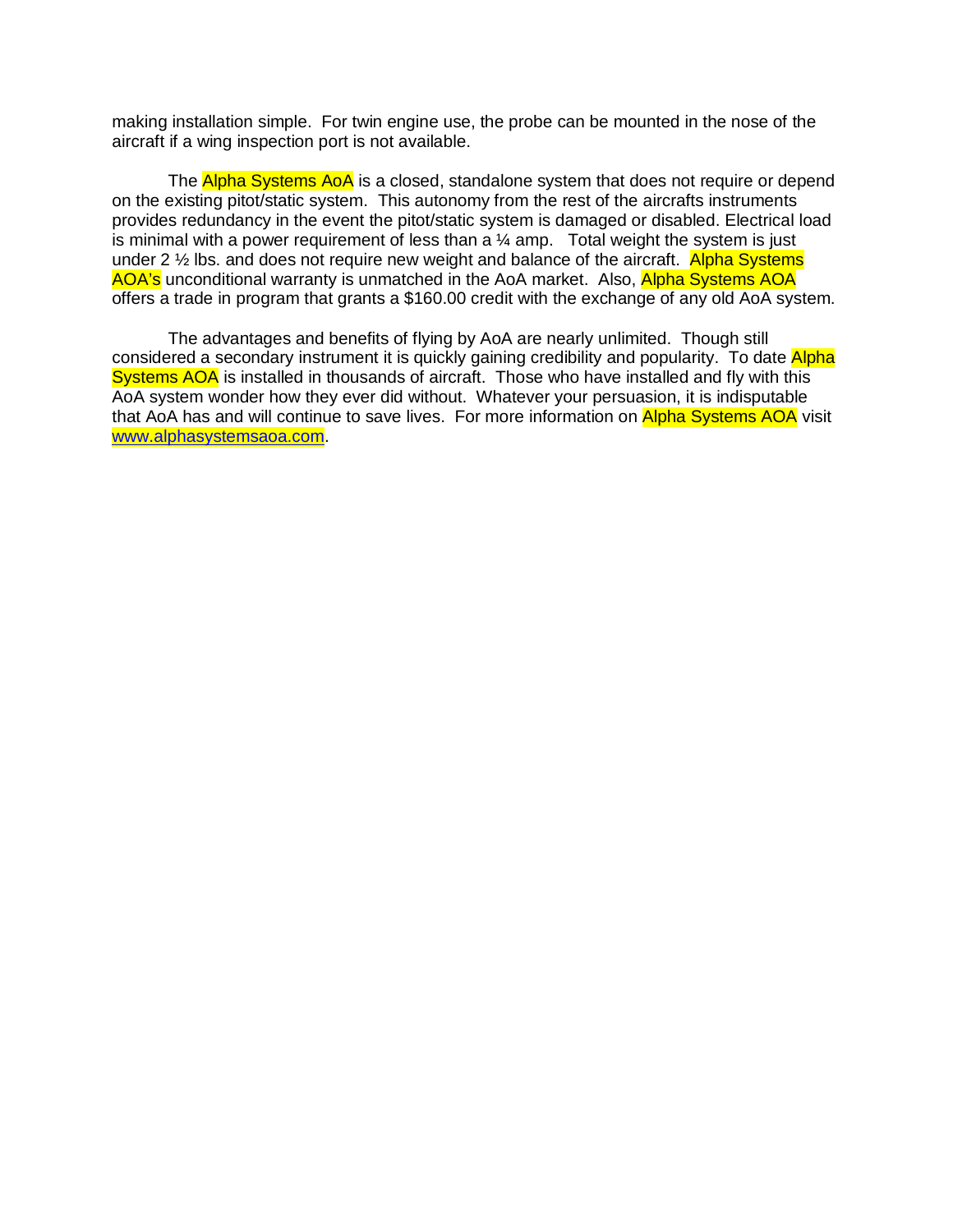making installation simple. For twin engine use, the probe can be mounted in the nose of the aircraft if a wing inspection port is not available.

The Alpha Systems AoA is a closed, standalone system that does not require or depend on the existing pitot/static system. This autonomy from the rest of the aircrafts instruments provides redundancy in the event the pitot/static system is damaged or disabled. Electrical load is minimal with a power requirement of less than a ¼ amp. Total weight the system is just under 2 ½ lbs. and does not require new weight and balance of the aircraft. Alpha Systems AOA's unconditional warranty is unmatched in the AoA market. Also, Alpha Systems AOA offers a trade in program that grants a $160.00 credit with the exchange of any old AoA system.

The advantages and benefits of flying by AoA are nearly unlimited. Though still considered a secondary instrument it is quickly gaining credibility and popularity. To date Alpha Systems AOA is installed in thousands of aircraft. Those who have installed and fly with this AoA system wonder how they ever did without. Whatever your persuasion, it is indisputable that AoA has and will continue to save lives. For more information on Alpha Systems AOA visit www.alphasystemsaoa.com.